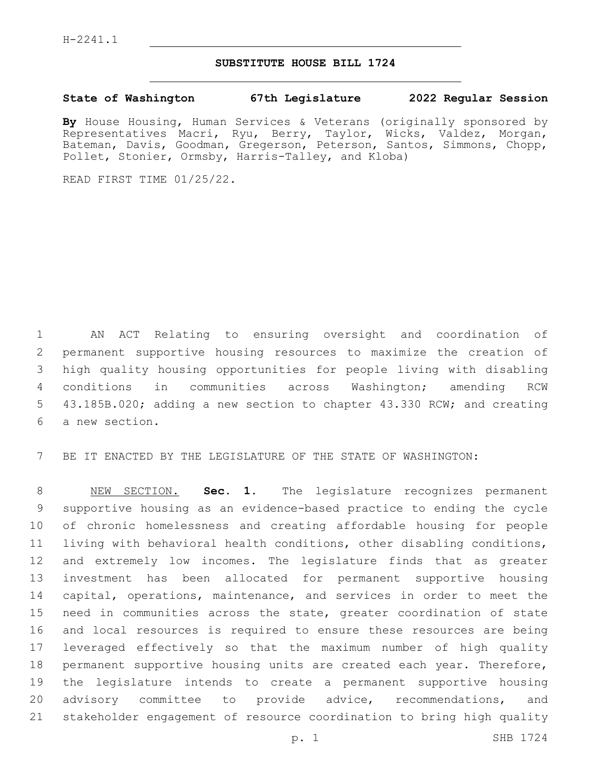H-2241.1

# SUBSTITUTE HOUSE BILL 1724

**State of Washington 67th Legislature 2022 Regular Session**

**By** House Housing, Human Services & Veterans (originally sponsored by Representatives Macri, Ryu, Berry, Taylor, Wicks, Valdez, Morgan, Bateman, Davis, Goodman, Gregerson, Peterson, Santos, Simmons, Chopp, Pollet, Stonier, Ormsby, Harris-Talley, and Kloba)

READ FIRST TIME 01/25/22.

AN ACT Relating to ensuring oversight and coordination of permanent supportive housing resources to maximize the creation of high quality housing opportunities for people living with disabling conditions in communities across Washington; amending RCW 43.185B.020; adding a new section to chapter 43.330 RCW; and creating a new section.

BE IT ENACTED BY THE LEGISLATURE OF THE STATE OF WASHINGTON:

NEW SECTION. **Sec. 1.** The legislature recognizes permanent supportive housing as an evidence-based practice to ending the cycle of chronic homelessness and creating affordable housing for people living with behavioral health conditions, other disabling conditions, and extremely low incomes. The legislature finds that as greater investment has been allocated for permanent supportive housing capital, operations, maintenance, and services in order to meet the need in communities across the state, greater coordination of state and local resources is required to ensure these resources are being leveraged effectively so that the maximum number of high quality permanent supportive housing units are created each year. Therefore, the legislature intends to create a permanent supportive housing advisory committee to provide advice, recommendations, and stakeholder engagement of resource coordination to bring high quality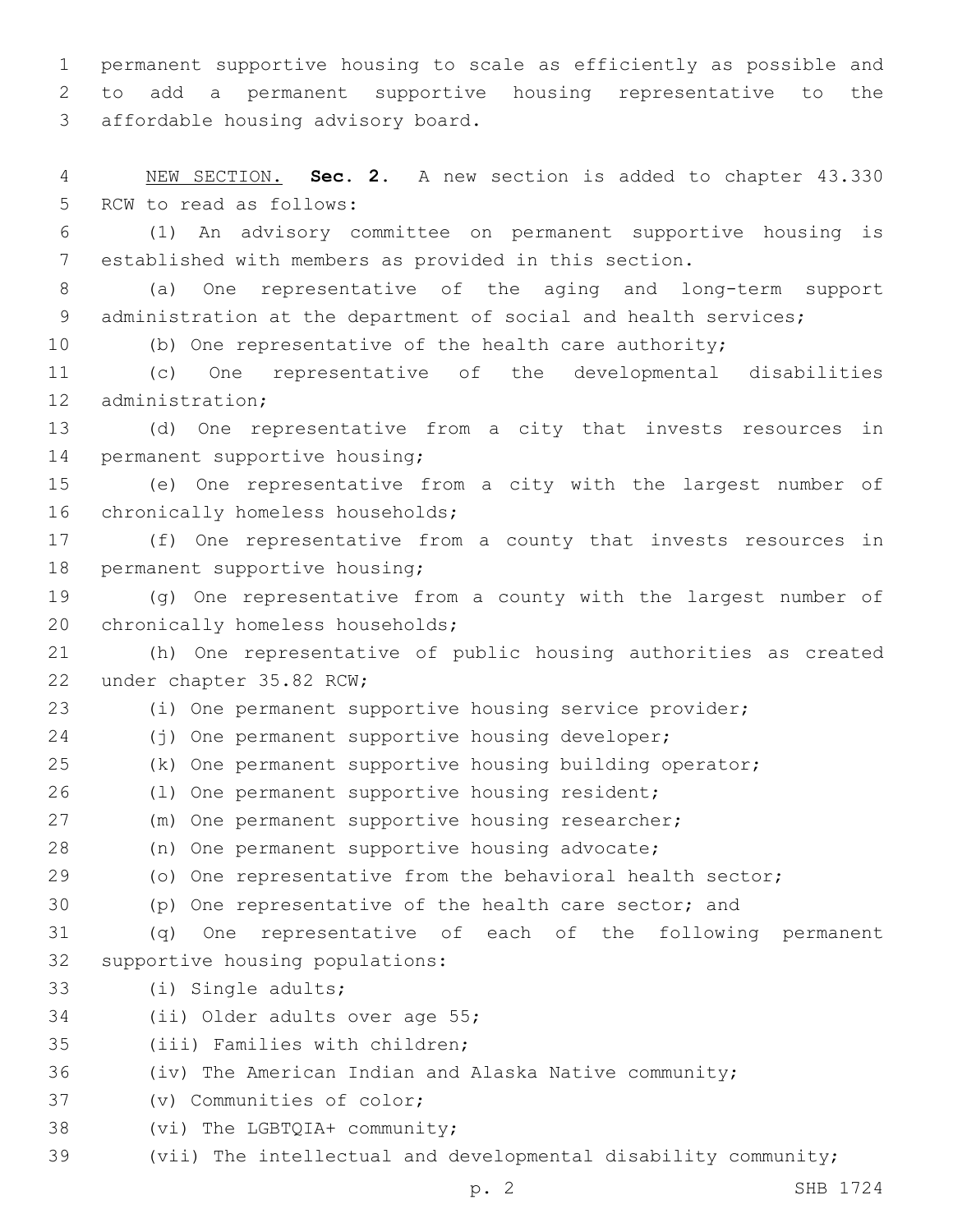permanent supportive housing to scale as efficiently as possible and to add a permanent supportive housing representative to the affordable housing advisory board.

NEW SECTION. **Sec. 2.** A new section is added to chapter 43.330 RCW to read as follows:

(1) An advisory committee on permanent supportive housing is established with members as provided in this section.

(a) One representative of the aging and long-term support administration at the department of social and health services;

(b) One representative of the health care authority;

(c) One representative of the developmental disabilities administration;

(d) One representative from a city that invests resources in permanent supportive housing;

(e) One representative from a city with the largest number of chronically homeless households;

(f) One representative from a county that invests resources in permanent supportive housing;

(g) One representative from a county with the largest number of chronically homeless households;

(h) One representative of public housing authorities as created under chapter 35.82 RCW;

(i) One permanent supportive housing service provider;

(j) One permanent supportive housing developer;

(k) One permanent supportive housing building operator;

(l) One permanent supportive housing resident;

(m) One permanent supportive housing researcher;

(n) One permanent supportive housing advocate;

(o) One representative from the behavioral health sector;

(p) One representative of the health care sector; and

(q) One representative of each of the following permanent supportive housing populations:

(i) Single adults;

(ii) Older adults over age 55;

(iii) Families with children;

(iv) The American Indian and Alaska Native community;

(v) Communities of color;

(vi) The LGBTQIA+ community;

(vii) The intellectual and developmental disability community;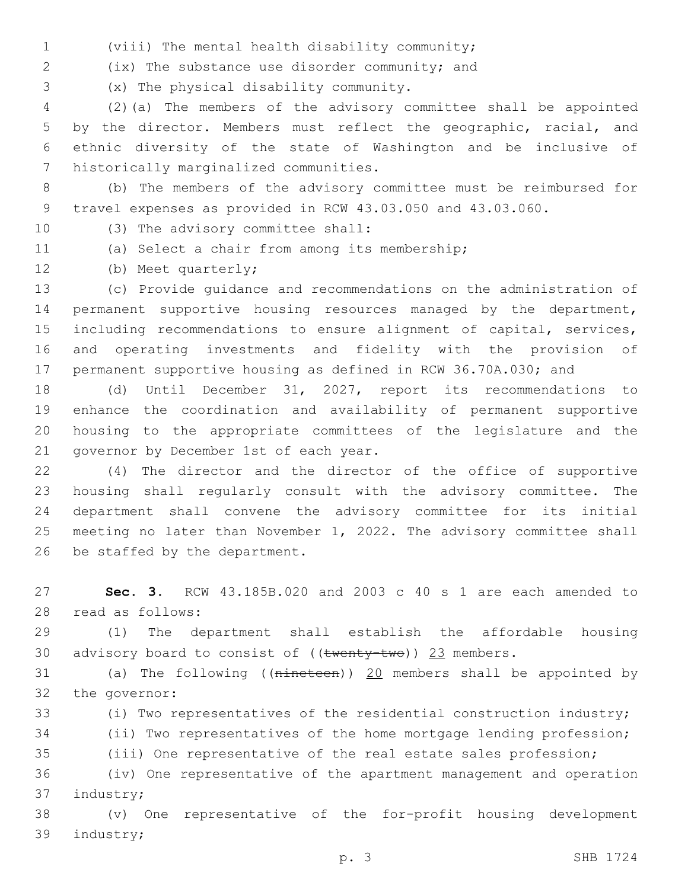(viii) The mental health disability community;

(ix) The substance use disorder community; and

(x) The physical disability community.

(2)(a) The members of the advisory committee shall be appointed by the director. Members must reflect the geographic, racial, and ethnic diversity of the state of Washington and be inclusive of historically marginalized communities.

(b) The members of the advisory committee must be reimbursed for travel expenses as provided in RCW 43.03.050 and 43.03.060.

(3) The advisory committee shall:

(a) Select a chair from among its membership;

(b) Meet quarterly;

(c) Provide guidance and recommendations on the administration of permanent supportive housing resources managed by the department, including recommendations to ensure alignment of capital, services, and operating investments and fidelity with the provision of permanent supportive housing as defined in RCW 36.70A.030; and

(d) Until December 31, 2027, report its recommendations to enhance the coordination and availability of permanent supportive housing to the appropriate committees of the legislature and the governor by December 1st of each year.

(4) The director and the director of the office of supportive housing shall regularly consult with the advisory committee. The department shall convene the advisory committee for its initial meeting no later than November 1, 2022. The advisory committee shall be staffed by the department.

**Sec. 3.** RCW 43.185B.020 and 2003 c 40 s 1 are each amended to read as follows:

(1) The department shall establish the affordable housing advisory board to consist of ((~~twenty-two~~)) <u>23</u> members.

(a) The following ((~~nineteen~~)) <u>20</u> members shall be appointed by the governor:

(i) Two representatives of the residential construction industry;

(ii) Two representatives of the home mortgage lending profession;

(iii) One representative of the real estate sales profession;

(iv) One representative of the apartment management and operation industry;

(v) One representative of the for-profit housing development industry;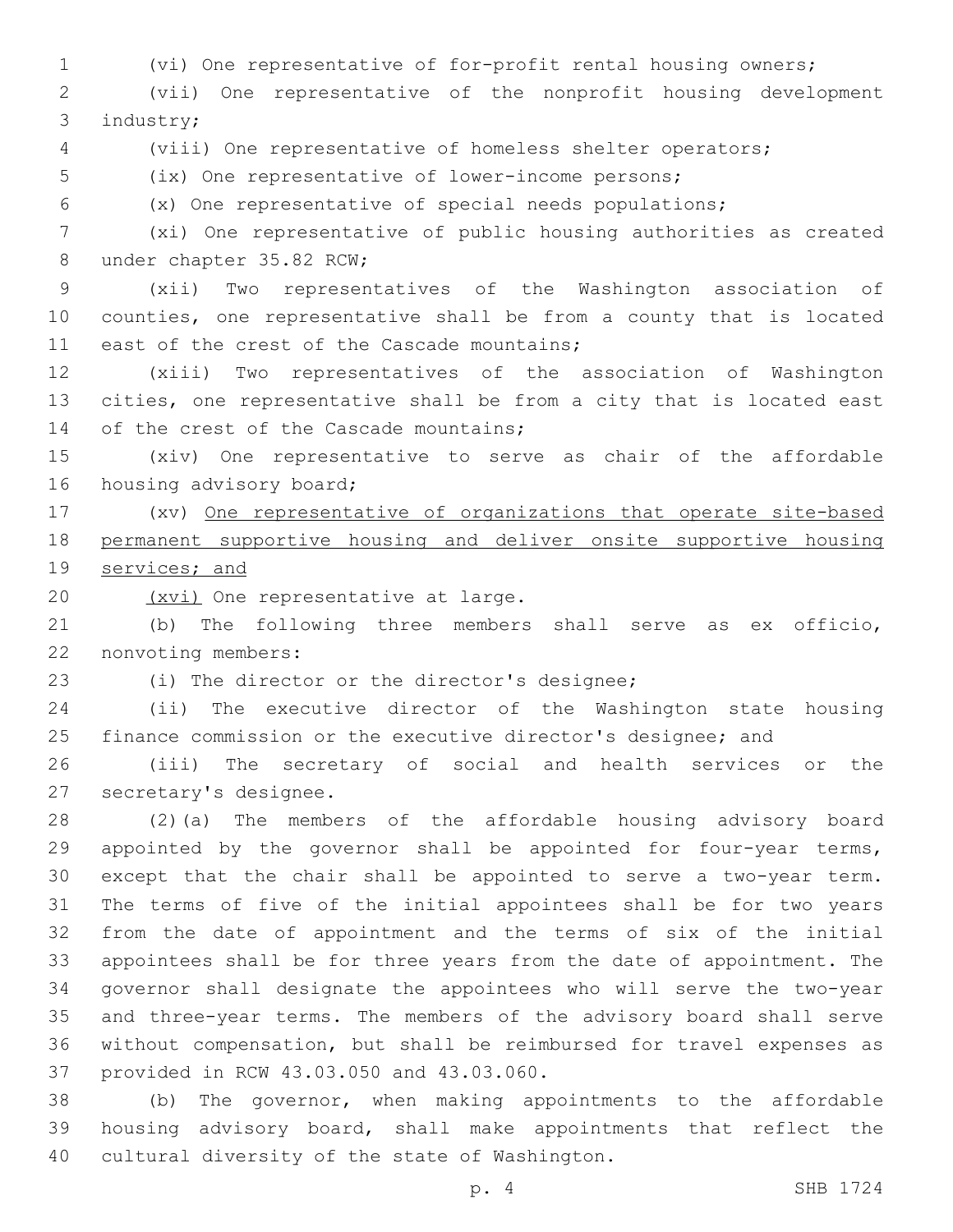(vi) One representative of for-profit rental housing owners;

(vii) One representative of the nonprofit housing development industry;

(viii) One representative of homeless shelter operators;

(ix) One representative of lower-income persons;

(x) One representative of special needs populations;

(xi) One representative of public housing authorities as created under chapter 35.82 RCW;

(xii) Two representatives of the Washington association of counties, one representative shall be from a county that is located east of the crest of the Cascade mountains;

(xiii) Two representatives of the association of Washington cities, one representative shall be from a city that is located east of the crest of the Cascade mountains;

(xiv) One representative to serve as chair of the affordable housing advisory board;

(xv) <u>One representative of organizations that operate site-based permanent supportive housing and deliver onsite supportive housing services; and</u>

<u>(xvi)</u> One representative at large.

(b) The following three members shall serve as ex officio, nonvoting members:

(i) The director or the director's designee;

(ii) The executive director of the Washington state housing finance commission or the executive director's designee; and

(iii) The secretary of social and health services or the secretary's designee.

(2)(a) The members of the affordable housing advisory board appointed by the governor shall be appointed for four-year terms, except that the chair shall be appointed to serve a two-year term. The terms of five of the initial appointees shall be for two years from the date of appointment and the terms of six of the initial appointees shall be for three years from the date of appointment. The governor shall designate the appointees who will serve the two-year and three-year terms. The members of the advisory board shall serve without compensation, but shall be reimbursed for travel expenses as provided in RCW 43.03.050 and 43.03.060.

(b) The governor, when making appointments to the affordable housing advisory board, shall make appointments that reflect the cultural diversity of the state of Washington.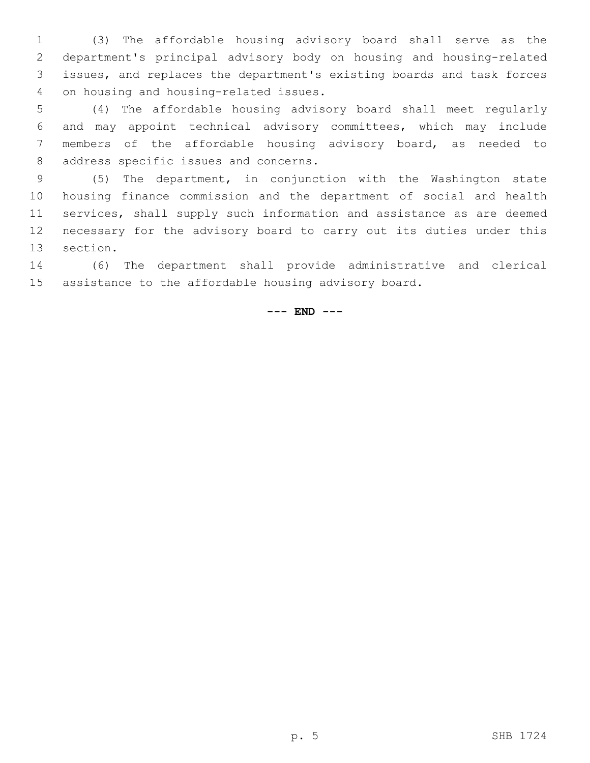(3) The affordable housing advisory board shall serve as the department's principal advisory body on housing and housing-related issues, and replaces the department's existing boards and task forces on housing and housing-related issues.

(4) The affordable housing advisory board shall meet regularly and may appoint technical advisory committees, which may include members of the affordable housing advisory board, as needed to address specific issues and concerns.

(5) The department, in conjunction with the Washington state housing finance commission and the department of social and health services, shall supply such information and assistance as are deemed necessary for the advisory board to carry out its duties under this section.

(6) The department shall provide administrative and clerical assistance to the affordable housing advisory board.

**--- END ---**